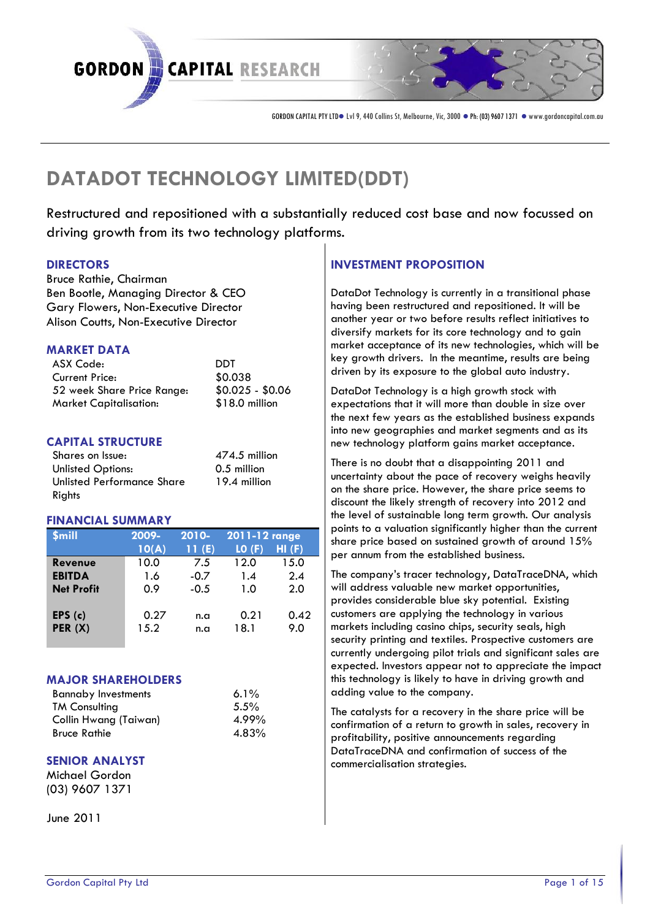GORDON CAPITAL RESEARCH

GORDON CAPITAL PTY LTD ● Lvl 9, 440 Collins St, Melbourne, Vic, 3000 ● Ph: (03) 9607 1371 ● www.gordoncapital.com.au

# DATADOT TECHNOLOGY LIMITED(DDT)

Restructured and repositioned with a substantially reduced cost base and now focussed on driving growth from its two technology platforms.

## DIRECTORS

Bruce Rathie, Chairman
Ben Bootle, Managing Director & CEO
Gary Flowers, Non-Executive Director
Alison Coutts, Non-Executive Director

## MARKET DATA

| | |
|---|---|
| ASX Code: | DDT |
| Current Price: | $0.038 |
| 52 week Share Price Range: | $0.025 - $0.06 |
| Market Capitalisation: | $18.0 million |

## CAPITAL STRUCTURE

| | |
|---|---|
| Shares on Issue: | 474.5 million |
| Unlisted Options: | 0.5 million |
| Unlisted Performance Share Rights | 19.4 million |

## FINANCIAL SUMMARY

| $mill | 2009-10(A) | 2010-11 (E) | 2011-12 range LO (F) | 2011-12 range HI (F) |
|---|---|---|---|---|
| **Revenue** | 10.0 | 7.5 | 12.0 | 15.0 |
| **EBITDA** | 1.6 | -0.7 | 1.4 | 2.4 |
| **Net Profit** | 0.9 | -0.5 | 1.0 | 2.0 |
| **EPS (c)** | 0.27 | n.a | 0.21 | 0.42 |
| **PER (X)** | 15.2 | n.a | 18.1 | 9.0 |

## MAJOR SHAREHOLDERS

| | |
|---|---|
| Bannaby Investments | 6.1% |
| TM Consulting | 5.5% |
| Collin Hwang (Taiwan) | 4.99% |
| Bruce Rathie | 4.83% |

## SENIOR ANALYST

Michael Gordon
(03) 9607 1371

June 2011

## INVESTMENT PROPOSITION

DataDot Technology is currently in a transitional phase having been restructured and repositioned. It will be another year or two before results reflect initiatives to diversify markets for its core technology and to gain market acceptance of its new technologies, which will be key growth drivers. In the meantime, results are being driven by its exposure to the global auto industry.

DataDot Technology is a high growth stock with expectations that it will more than double in size over the next few years as the established business expands into new geographies and market segments and as its new technology platform gains market acceptance.

There is no doubt that a disappointing 2011 and uncertainty about the pace of recovery weighs heavily on the share price. However, the share price seems to discount the likely strength of recovery into 2012 and the level of sustainable long term growth. Our analysis points to a valuation significantly higher than the current share price based on sustained growth of around 15% per annum from the established business.

The company's tracer technology, DataTraceDNA, which will address valuable new market opportunities, provides considerable blue sky potential. Existing customers are applying the technology in various markets including casino chips, security seals, high security printing and textiles. Prospective customers are currently undergoing pilot trials and significant sales are expected. Investors appear not to appreciate the impact this technology is likely to have in driving growth and adding value to the company.

The catalysts for a recovery in the share price will be confirmation of a return to growth in sales, recovery in profitability, positive announcements regarding DataTraceDNA and confirmation of success of the commercialisation strategies.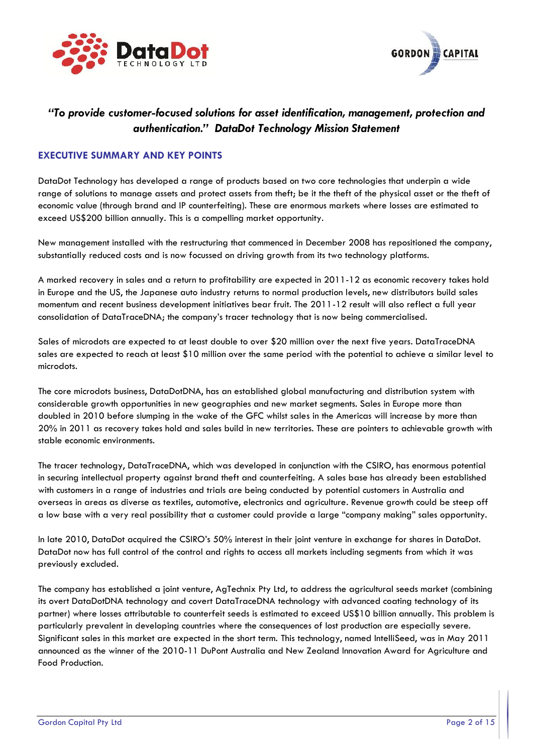*"To provide customer-focused solutions for asset identification, management, protection and authentication." DataDot Technology Mission Statement*

## EXECUTIVE SUMMARY AND KEY POINTS

DataDot Technology has developed a range of products based on two core technologies that underpin a wide range of solutions to manage assets and protect assets from theft; be it the theft of the physical asset or the theft of economic value (through brand and IP counterfeiting). These are enormous markets where losses are estimated to exceed US$200 billion annually. This is a compelling market opportunity.

New management installed with the restructuring that commenced in December 2008 has repositioned the company, substantially reduced costs and is now focussed on driving growth from its two technology platforms.

A marked recovery in sales and a return to profitability are expected in 2011-12 as economic recovery takes hold in Europe and the US, the Japanese auto industry returns to normal production levels, new distributors build sales momentum and recent business development initiatives bear fruit. The 2011-12 result will also reflect a full year consolidation of DataTraceDNA; the company's tracer technology that is now being commercialised.

Sales of microdots are expected to at least double to over $20 million over the next five years. DataTraceDNA sales are expected to reach at least $10 million over the same period with the potential to achieve a similar level to microdots.

The core microdots business, DataDotDNA, has an established global manufacturing and distribution system with considerable growth opportunities in new geographies and new market segments. Sales in Europe more than doubled in 2010 before slumping in the wake of the GFC whilst sales in the Americas will increase by more than 20% in 2011 as recovery takes hold and sales build in new territories. These are pointers to achievable growth with stable economic environments.

The tracer technology, DataTraceDNA, which was developed in conjunction with the CSIRO, has enormous potential in securing intellectual property against brand theft and counterfeiting. A sales base has already been established with customers in a range of industries and trials are being conducted by potential customers in Australia and overseas in areas as diverse as textiles, automotive, electronics and agriculture. Revenue growth could be steep off a low base with a very real possibility that a customer could provide a large "company making" sales opportunity.

In late 2010, DataDot acquired the CSIRO's 50% interest in their joint venture in exchange for shares in DataDot. DataDot now has full control of the control and rights to access all markets including segments from which it was previously excluded.

The company has established a joint venture, AgTechnix Pty Ltd, to address the agricultural seeds market (combining its overt DataDotDNA technology and covert DataTraceDNA technology with advanced coating technology of its partner) where losses attributable to counterfeit seeds is estimated to exceed US$10 billion annually. This problem is particularly prevalent in developing countries where the consequences of lost production are especially severe. Significant sales in this market are expected in the short term. This technology, named IntelliSeed, was in May 2011 announced as the winner of the 2010-11 DuPont Australia and New Zealand Innovation Award for Agriculture and Food Production.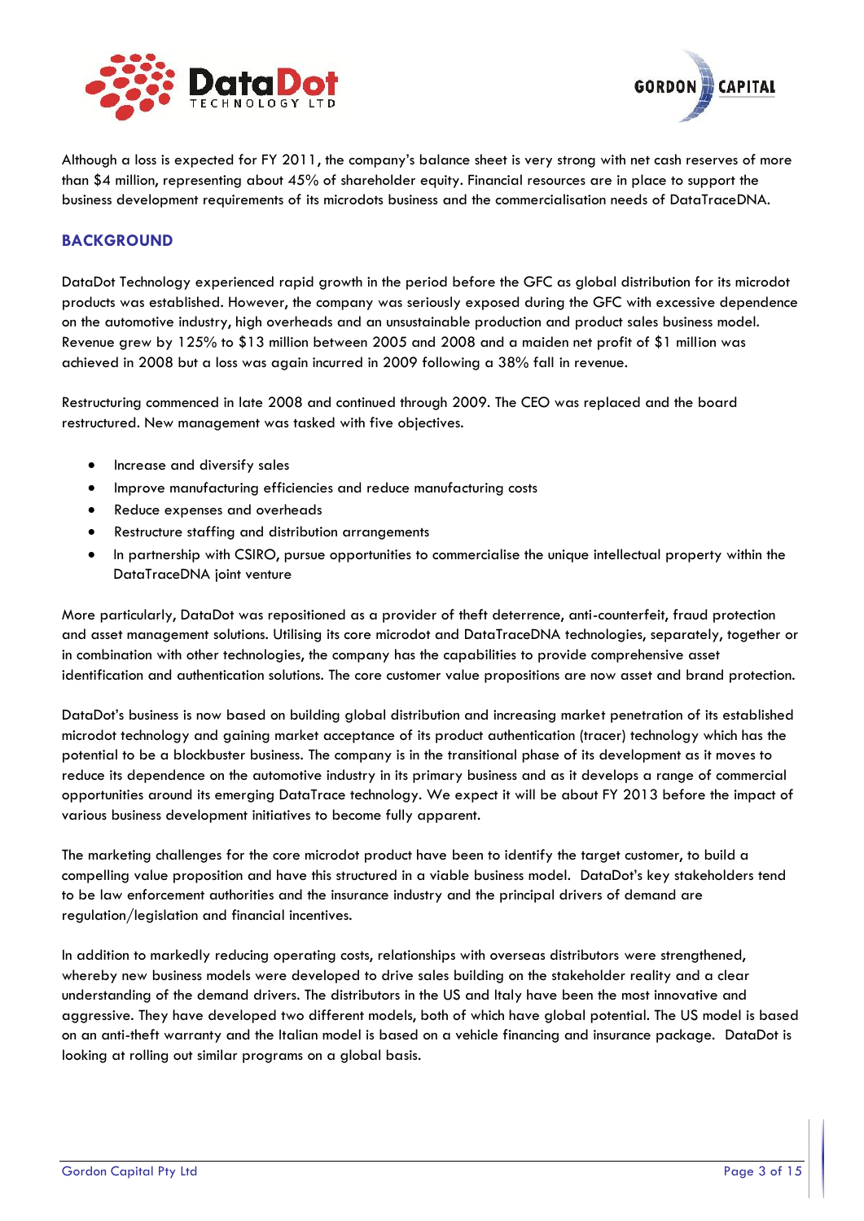Although a loss is expected for FY 2011, the company's balance sheet is very strong with net cash reserves of more than $4 million, representing about 45% of shareholder equity. Financial resources are in place to support the business development requirements of its microdots business and the commercialisation needs of DataTraceDNA.

## BACKGROUND

DataDot Technology experienced rapid growth in the period before the GFC as global distribution for its microdot products was established. However, the company was seriously exposed during the GFC with excessive dependence on the automotive industry, high overheads and an unsustainable production and product sales business model. Revenue grew by 125% to $13 million between 2005 and 2008 and a maiden net profit of $1 million was achieved in 2008 but a loss was again incurred in 2009 following a 38% fall in revenue.

Restructuring commenced in late 2008 and continued through 2009. The CEO was replaced and the board restructured. New management was tasked with five objectives.

- Increase and diversify sales
- Improve manufacturing efficiencies and reduce manufacturing costs
- Reduce expenses and overheads
- Restructure staffing and distribution arrangements
- In partnership with CSIRO, pursue opportunities to commercialise the unique intellectual property within the DataTraceDNA joint venture

More particularly, DataDot was repositioned as a provider of theft deterrence, anti-counterfeit, fraud protection and asset management solutions. Utilising its core microdot and DataTraceDNA technologies, separately, together or in combination with other technologies, the company has the capabilities to provide comprehensive asset identification and authentication solutions. The core customer value propositions are now asset and brand protection.

DataDot's business is now based on building global distribution and increasing market penetration of its established microdot technology and gaining market acceptance of its product authentication (tracer) technology which has the potential to be a blockbuster business. The company is in the transitional phase of its development as it moves to reduce its dependence on the automotive industry in its primary business and as it develops a range of commercial opportunities around its emerging DataTrace technology. We expect it will be about FY 2013 before the impact of various business development initiatives to become fully apparent.

The marketing challenges for the core microdot product have been to identify the target customer, to build a compelling value proposition and have this structured in a viable business model. DataDot's key stakeholders tend to be law enforcement authorities and the insurance industry and the principal drivers of demand are regulation/legislation and financial incentives.

In addition to markedly reducing operating costs, relationships with overseas distributors were strengthened, whereby new business models were developed to drive sales building on the stakeholder reality and a clear understanding of the demand drivers. The distributors in the US and Italy have been the most innovative and aggressive. They have developed two different models, both of which have global potential. The US model is based on an anti-theft warranty and the Italian model is based on a vehicle financing and insurance package. DataDot is looking at rolling out similar programs on a global basis.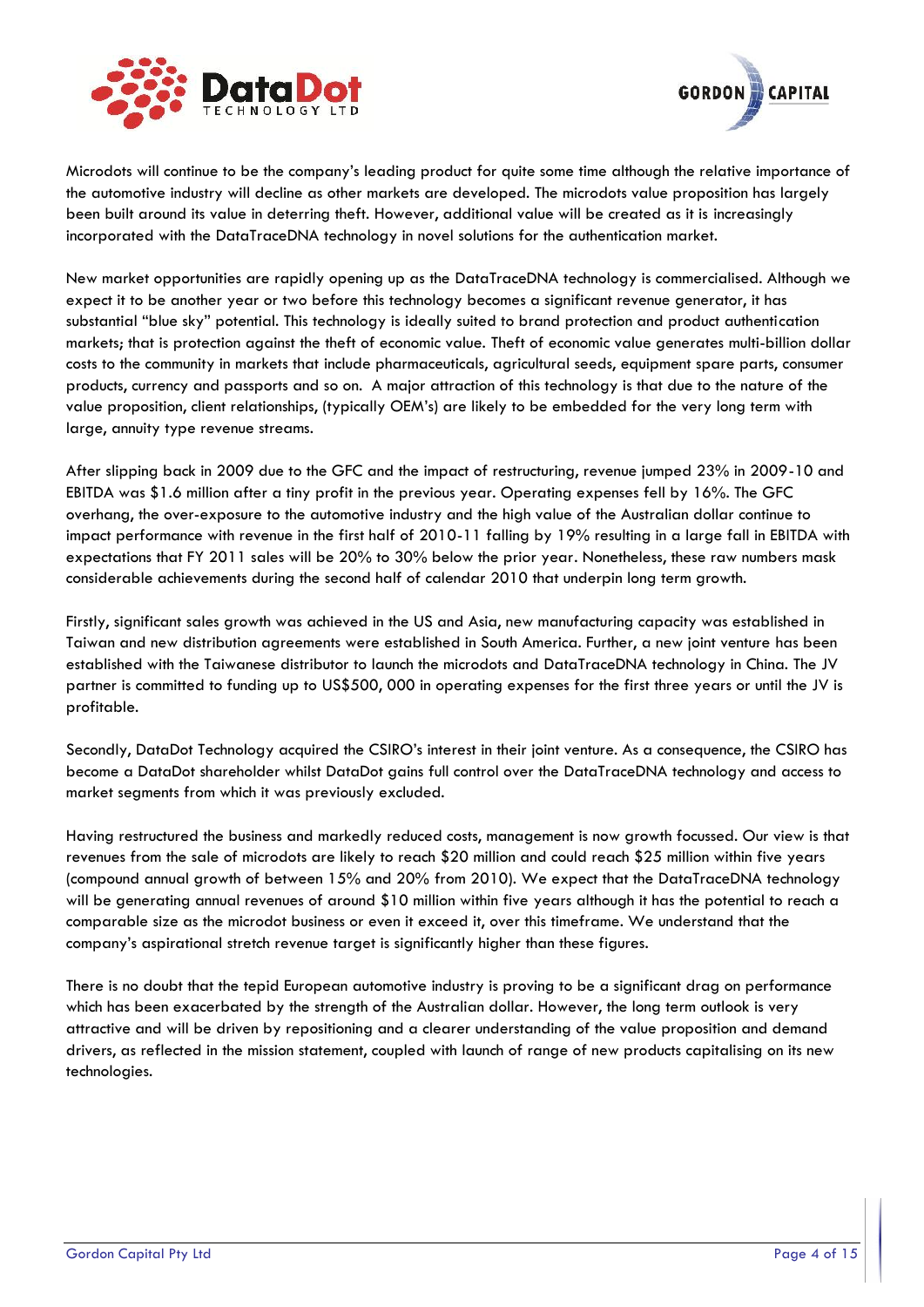Microdots will continue to be the company's leading product for quite some time although the relative importance of the automotive industry will decline as other markets are developed. The microdots value proposition has largely been built around its value in deterring theft. However, additional value will be created as it is increasingly incorporated with the DataTraceDNA technology in novel solutions for the authentication market.

New market opportunities are rapidly opening up as the DataTraceDNA technology is commercialised. Although we expect it to be another year or two before this technology becomes a significant revenue generator, it has substantial "blue sky" potential. This technology is ideally suited to brand protection and product authentication markets; that is protection against the theft of economic value. Theft of economic value generates multi-billion dollar costs to the community in markets that include pharmaceuticals, agricultural seeds, equipment spare parts, consumer products, currency and passports and so on. A major attraction of this technology is that due to the nature of the value proposition, client relationships, (typically OEM's) are likely to be embedded for the very long term with large, annuity type revenue streams.

After slipping back in 2009 due to the GFC and the impact of restructuring, revenue jumped 23% in 2009-10 and EBITDA was $1.6 million after a tiny profit in the previous year. Operating expenses fell by 16%. The GFC overhang, the over-exposure to the automotive industry and the high value of the Australian dollar continue to impact performance with revenue in the first half of 2010-11 falling by 19% resulting in a large fall in EBITDA with expectations that FY 2011 sales will be 20% to 30% below the prior year. Nonetheless, these raw numbers mask considerable achievements during the second half of calendar 2010 that underpin long term growth.

Firstly, significant sales growth was achieved in the US and Asia, new manufacturing capacity was established in Taiwan and new distribution agreements were established in South America. Further, a new joint venture has been established with the Taiwanese distributor to launch the microdots and DataTraceDNA technology in China. The JV partner is committed to funding up to US$500, 000 in operating expenses for the first three years or until the JV is profitable.

Secondly, DataDot Technology acquired the CSIRO's interest in their joint venture. As a consequence, the CSIRO has become a DataDot shareholder whilst DataDot gains full control over the DataTraceDNA technology and access to market segments from which it was previously excluded.

Having restructured the business and markedly reduced costs, management is now growth focussed. Our view is that revenues from the sale of microdots are likely to reach $20 million and could reach $25 million within five years (compound annual growth of between 15% and 20% from 2010). We expect that the DataTraceDNA technology will be generating annual revenues of around $10 million within five years although it has the potential to reach a comparable size as the microdot business or even it exceed it, over this timeframe. We understand that the company's aspirational stretch revenue target is significantly higher than these figures.

There is no doubt that the tepid European automotive industry is proving to be a significant drag on performance which has been exacerbated by the strength of the Australian dollar. However, the long term outlook is very attractive and will be driven by repositioning and a clearer understanding of the value proposition and demand drivers, as reflected in the mission statement, coupled with launch of range of new products capitalising on its new technologies.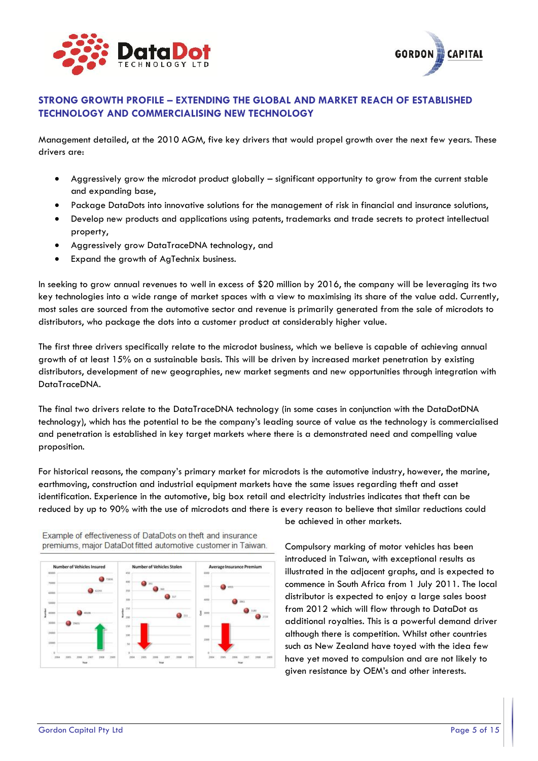## STRONG GROWTH PROFILE – EXTENDING THE GLOBAL AND MARKET REACH OF ESTABLISHED TECHNOLOGY AND COMMERCIALISING NEW TECHNOLOGY

Management detailed, at the 2010 AGM, five key drivers that would propel growth over the next few years. These drivers are:

- Aggressively grow the microdot product globally – significant opportunity to grow from the current stable and expanding base,
- Package DataDots into innovative solutions for the management of risk in financial and insurance solutions,
- Develop new products and applications using patents, trademarks and trade secrets to protect intellectual property,
- Aggressively grow DataTraceDNA technology, and
- Expand the growth of AgTechnix business.

In seeking to grow annual revenues to well in excess of $20 million by 2016, the company will be leveraging its two key technologies into a wide range of market spaces with a view to maximising its share of the value add. Currently, most sales are sourced from the automotive sector and revenue is primarily generated from the sale of microdots to distributors, who package the dots into a customer product at considerably higher value.

The first three drivers specifically relate to the microdot business, which we believe is capable of achieving annual growth of at least 15% on a sustainable basis. This will be driven by increased market penetration by existing distributors, development of new geographies, new market segments and new opportunities through integration with DataTraceDNA.

The final two drivers relate to the DataTraceDNA technology (in some cases in conjunction with the DataDotDNA technology), which has the potential to be the company's leading source of value as the technology is commercialised and penetration is established in key target markets where there is a demonstrated need and compelling value proposition.

For historical reasons, the company's primary market for microdots is the automotive industry, however, the marine, earthmoving, construction and industrial equipment markets have the same issues regarding theft and asset identification. Experience in the automotive, big box retail and electricity industries indicates that theft can be reduced by up to 90% with the use of microdots and there is every reason to believe that similar reductions could be achieved in other markets.

Example of effectiveness of DataDots on theft and insurance premiums, major DataDot fitted automotive customer in Taiwan.

Compulsory marking of motor vehicles has been introduced in Taiwan, with exceptional results as illustrated in the adjacent graphs, and is expected to commence in South Africa from 1 July 2011. The local distributor is expected to enjoy a large sales boost from 2012 which will flow through to DataDot as additional royalties. This is a powerful demand driver although there is competition. Whilst other countries such as New Zealand have toyed with the idea few have yet moved to compulsion and are not likely to given resistance by OEM's and other interests.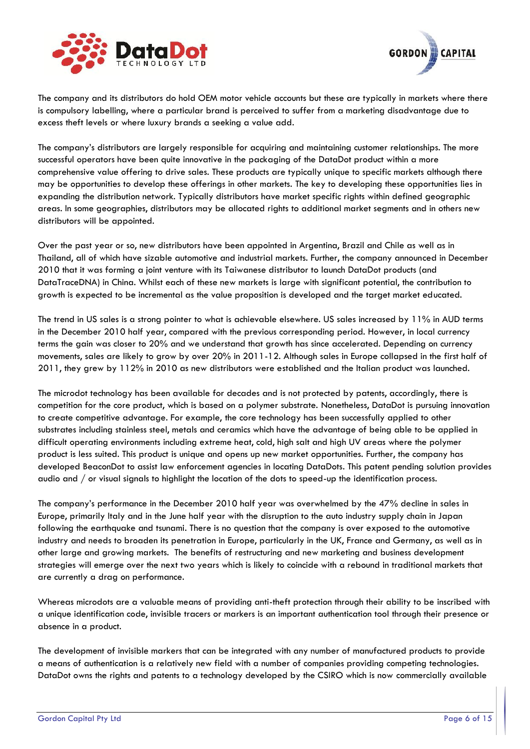The company and its distributors do hold OEM motor vehicle accounts but these are typically in markets where there is compulsory labelling, where a particular brand is perceived to suffer from a marketing disadvantage due to excess theft levels or where luxury brands a seeking a value add.

The company's distributors are largely responsible for acquiring and maintaining customer relationships. The more successful operators have been quite innovative in the packaging of the DataDot product within a more comprehensive value offering to drive sales. These products are typically unique to specific markets although there may be opportunities to develop these offerings in other markets. The key to developing these opportunities lies in expanding the distribution network. Typically distributors have market specific rights within defined geographic areas. In some geographies, distributors may be allocated rights to additional market segments and in others new distributors will be appointed.

Over the past year or so, new distributors have been appointed in Argentina, Brazil and Chile as well as in Thailand, all of which have sizable automotive and industrial markets. Further, the company announced in December 2010 that it was forming a joint venture with its Taiwanese distributor to launch DataDot products (and DataTraceDNA) in China. Whilst each of these new markets is large with significant potential, the contribution to growth is expected to be incremental as the value proposition is developed and the target market educated.

The trend in US sales is a strong pointer to what is achievable elsewhere. US sales increased by 11% in AUD terms in the December 2010 half year, compared with the previous corresponding period. However, in local currency terms the gain was closer to 20% and we understand that growth has since accelerated. Depending on currency movements, sales are likely to grow by over 20% in 2011-12. Although sales in Europe collapsed in the first half of 2011, they grew by 112% in 2010 as new distributors were established and the Italian product was launched.

The microdot technology has been available for decades and is not protected by patents, accordingly, there is competition for the core product, which is based on a polymer substrate. Nonetheless, DataDot is pursuing innovation to create competitive advantage. For example, the core technology has been successfully applied to other substrates including stainless steel, metals and ceramics which have the advantage of being able to be applied in difficult operating environments including extreme heat, cold, high salt and high UV areas where the polymer product is less suited. This product is unique and opens up new market opportunities. Further, the company has developed BeaconDot to assist law enforcement agencies in locating DataDots. This patent pending solution provides audio and / or visual signals to highlight the location of the dots to speed-up the identification process.

The company's performance in the December 2010 half year was overwhelmed by the 47% decline in sales in Europe, primarily Italy and in the June half year with the disruption to the auto industry supply chain in Japan following the earthquake and tsunami. There is no question that the company is over exposed to the automotive industry and needs to broaden its penetration in Europe, particularly in the UK, France and Germany, as well as in other large and growing markets. The benefits of restructuring and new marketing and business development strategies will emerge over the next two years which is likely to coincide with a rebound in traditional markets that are currently a drag on performance.

Whereas microdots are a valuable means of providing anti-theft protection through their ability to be inscribed with a unique identification code, invisible tracers or markers is an important authentication tool through their presence or absence in a product.

The development of invisible markers that can be integrated with any number of manufactured products to provide a means of authentication is a relatively new field with a number of companies providing competing technologies. DataDot owns the rights and patents to a technology developed by the CSIRO which is now commercially available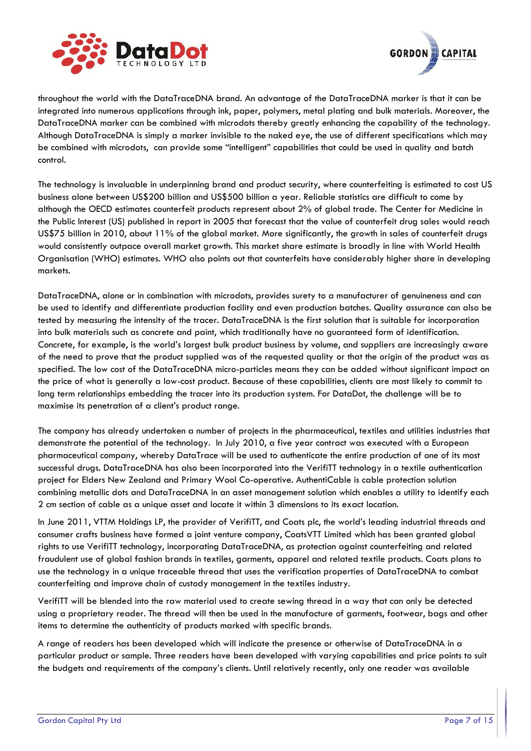throughout the world with the DataTraceDNA brand. An advantage of the DataTraceDNA marker is that it can be integrated into numerous applications through ink, paper, polymers, metal plating and bulk materials. Moreover, the DataTraceDNA marker can be combined with microdots thereby greatly enhancing the capability of the technology. Although DataTraceDNA is simply a marker invisible to the naked eye, the use of different specifications which may be combined with microdots, can provide some "intelligent" capabilities that could be used in quality and batch control.

The technology is invaluable in underpinning brand and product security, where counterfeiting is estimated to cost US business alone between US$200 billion and US$500 billion a year. Reliable statistics are difficult to come by although the OECD estimates counterfeit products represent about 2% of global trade. The Center for Medicine in the Public Interest (US) published in report in 2005 that forecast that the value of counterfeit drug sales would reach US$75 billion in 2010, about 11% of the global market. More significantly, the growth in sales of counterfeit drugs would consistently outpace overall market growth. This market share estimate is broadly in line with World Health Organisation (WHO) estimates. WHO also points out that counterfeits have considerably higher share in developing markets.

DataTraceDNA, alone or in combination with microdots, provides surety to a manufacturer of genuineness and can be used to identify and differentiate production facility and even production batches. Quality assurance can also be tested by measuring the intensity of the tracer. DataTraceDNA is the first solution that is suitable for incorporation into bulk materials such as concrete and paint, which traditionally have no guaranteed form of identification. Concrete, for example, is the world's largest bulk product business by volume, and suppliers are increasingly aware of the need to prove that the product supplied was of the requested quality or that the origin of the product was as specified. The low cost of the DataTraceDNA micro-particles means they can be added without significant impact on the price of what is generally a low-cost product. Because of these capabilities, clients are most likely to commit to long term relationships embedding the tracer into its production system. For DataDot, the challenge will be to maximise its penetration of a client's product range.

The company has already undertaken a number of projects in the pharmaceutical, textiles and utilities industries that demonstrate the potential of the technology. In July 2010, a five year contract was executed with a European pharmaceutical company, whereby DataTrace will be used to authenticate the entire production of one of its most successful drugs. DataTraceDNA has also been incorporated into the VerifiTT technology in a textile authentication project for Elders New Zealand and Primary Wool Co-operative. AuthentiCable is cable protection solution combining metallic dots and DataTraceDNA in an asset management solution which enables a utility to identify each 2 cm section of cable as a unique asset and locate it within 3 dimensions to its exact location.

In June 2011, VTTM Holdings LP, the provider of VerifiTT, and Coats plc, the world's leading industrial threads and consumer crafts business have formed a joint venture company, CoatsVTT Limited which has been granted global rights to use VerifiTT technology, incorporating DataTraceDNA, as protection against counterfeiting and related fraudulent use of global fashion brands in textiles, garments, apparel and related textile products. Coats plans to use the technology in a unique traceable thread that uses the verification properties of DataTraceDNA to combat counterfeiting and improve chain of custody management in the textiles industry.

VerifiTT will be blended into the raw material used to create sewing thread in a way that can only be detected using a proprietary reader. The thread will then be used in the manufacture of garments, footwear, bags and other items to determine the authenticity of products marked with specific brands.

A range of readers has been developed which will indicate the presence or otherwise of DataTraceDNA in a particular product or sample. Three readers have been developed with varying capabilities and price points to suit the budgets and requirements of the company's clients. Until relatively recently, only one reader was available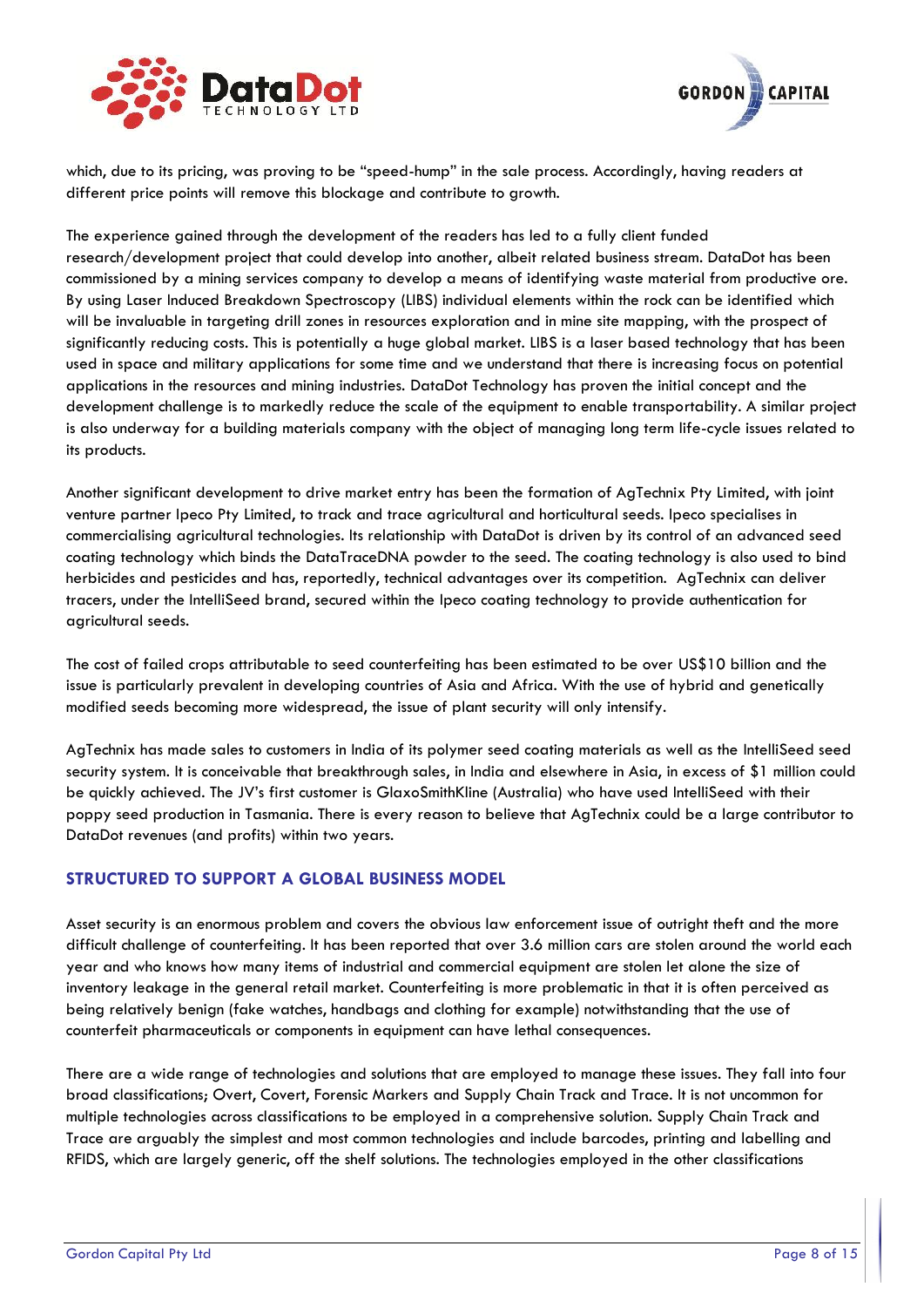which, due to its pricing, was proving to be "speed-hump" in the sale process. Accordingly, having readers at different price points will remove this blockage and contribute to growth.

The experience gained through the development of the readers has led to a fully client funded research/development project that could develop into another, albeit related business stream. DataDot has been commissioned by a mining services company to develop a means of identifying waste material from productive ore. By using Laser Induced Breakdown Spectroscopy (LIBS) individual elements within the rock can be identified which will be invaluable in targeting drill zones in resources exploration and in mine site mapping, with the prospect of significantly reducing costs. This is potentially a huge global market. LIBS is a laser based technology that has been used in space and military applications for some time and we understand that there is increasing focus on potential applications in the resources and mining industries. DataDot Technology has proven the initial concept and the development challenge is to markedly reduce the scale of the equipment to enable transportability. A similar project is also underway for a building materials company with the object of managing long term life-cycle issues related to its products.

Another significant development to drive market entry has been the formation of AgTechnix Pty Limited, with joint venture partner Ipeco Pty Limited, to track and trace agricultural and horticultural seeds. Ipeco specialises in commercialising agricultural technologies. Its relationship with DataDot is driven by its control of an advanced seed coating technology which binds the DataTraceDNA powder to the seed. The coating technology is also used to bind herbicides and pesticides and has, reportedly, technical advantages over its competition. AgTechnix can deliver tracers, under the IntelliSeed brand, secured within the Ipeco coating technology to provide authentication for agricultural seeds.

The cost of failed crops attributable to seed counterfeiting has been estimated to be over US$10 billion and the issue is particularly prevalent in developing countries of Asia and Africa. With the use of hybrid and genetically modified seeds becoming more widespread, the issue of plant security will only intensify.

AgTechnix has made sales to customers in India of its polymer seed coating materials as well as the IntelliSeed seed security system. It is conceivable that breakthrough sales, in India and elsewhere in Asia, in excess of $1 million could be quickly achieved. The JV's first customer is GlaxoSmithKline (Australia) who have used IntelliSeed with their poppy seed production in Tasmania. There is every reason to believe that AgTechnix could be a large contributor to DataDot revenues (and profits) within two years.

## STRUCTURED TO SUPPORT A GLOBAL BUSINESS MODEL

Asset security is an enormous problem and covers the obvious law enforcement issue of outright theft and the more difficult challenge of counterfeiting. It has been reported that over 3.6 million cars are stolen around the world each year and who knows how many items of industrial and commercial equipment are stolen let alone the size of inventory leakage in the general retail market. Counterfeiting is more problematic in that it is often perceived as being relatively benign (fake watches, handbags and clothing for example) notwithstanding that the use of counterfeit pharmaceuticals or components in equipment can have lethal consequences.

There are a wide range of technologies and solutions that are employed to manage these issues. They fall into four broad classifications; Overt, Covert, Forensic Markers and Supply Chain Track and Trace. It is not uncommon for multiple technologies across classifications to be employed in a comprehensive solution. Supply Chain Track and Trace are arguably the simplest and most common technologies and include barcodes, printing and labelling and RFIDS, which are largely generic, off the shelf solutions. The technologies employed in the other classifications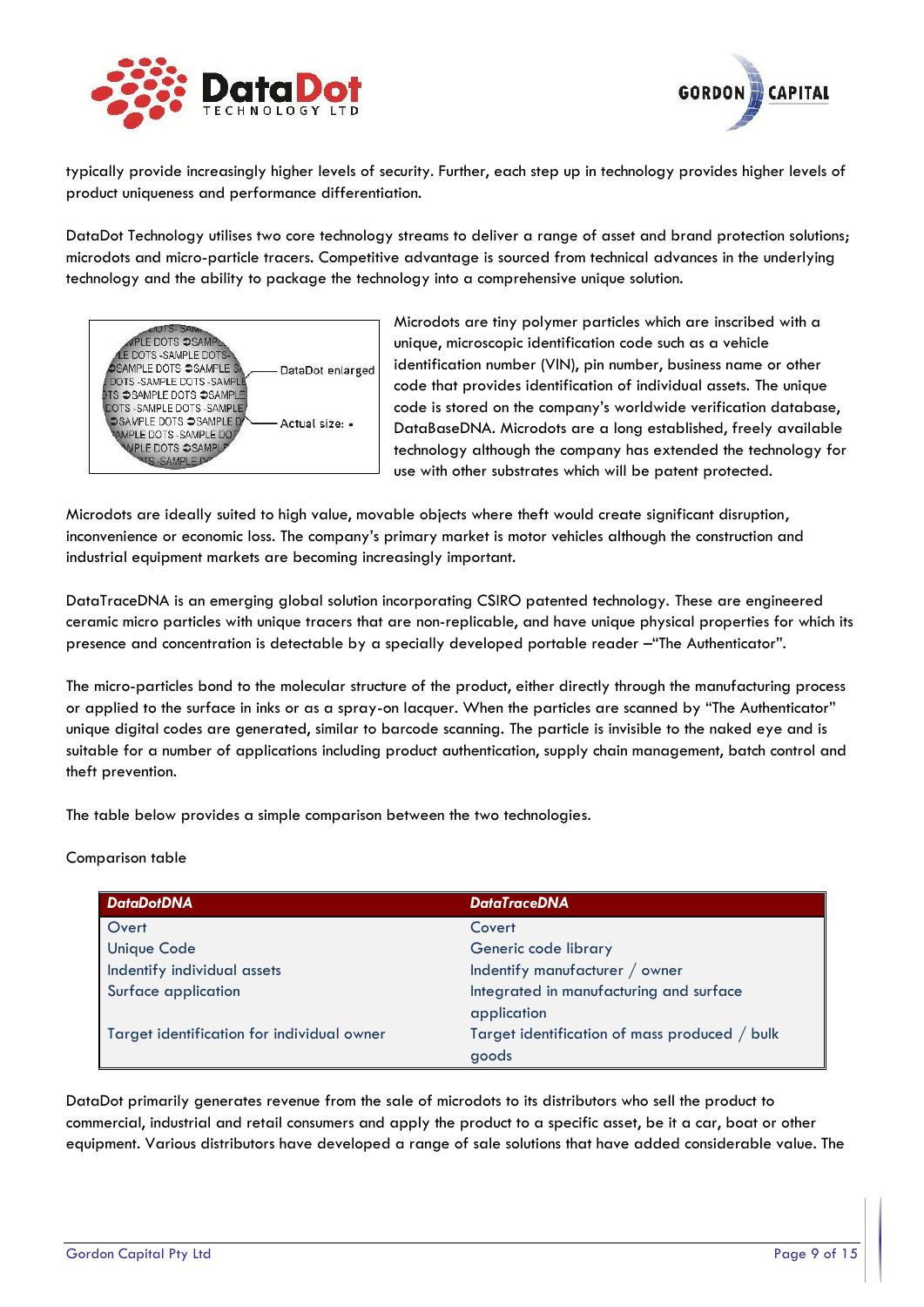typically provide increasingly higher levels of security. Further, each step up in technology provides higher levels of product uniqueness and performance differentiation.

DataDot Technology utilises two core technology streams to deliver a range of asset and brand protection solutions; microdots and micro-particle tracers. Competitive advantage is sourced from technical advances in the underlying technology and the ability to package the technology into a comprehensive unique solution.

Microdots are tiny polymer particles which are inscribed with a unique, microscopic identification code such as a vehicle identification number (VIN), pin number, business name or other code that provides identification of individual assets. The unique code is stored on the company's worldwide verification database, DataBaseDNA. Microdots are a long established, freely available technology although the company has extended the technology for use with other substrates which will be patent protected.

Microdots are ideally suited to high value, movable objects where theft would create significant disruption, inconvenience or economic loss. The company's primary market is motor vehicles although the construction and industrial equipment markets are becoming increasingly important.

DataTraceDNA is an emerging global solution incorporating CSIRO patented technology. These are engineered ceramic micro particles with unique tracers that are non-replicable, and have unique physical properties for which its presence and concentration is detectable by a specially developed portable reader –"The Authenticator".

The micro-particles bond to the molecular structure of the product, either directly through the manufacturing process or applied to the surface in inks or as a spray-on lacquer. When the particles are scanned by "The Authenticator" unique digital codes are generated, similar to barcode scanning. The particle is invisible to the naked eye and is suitable for a number of applications including product authentication, supply chain management, batch control and theft prevention.

The table below provides a simple comparison between the two technologies.

Comparison table

| ***DataDotDNA*** | ***DataTraceDNA*** |
|---|---|
| Overt | Covert |
| Unique Code | Generic code library |
| Indentify individual assets | Indentify manufacturer / owner |
| Surface application | Integrated in manufacturing and surface application |
| Target identification for individual owner | Target identification of mass produced / bulk goods |

DataDot primarily generates revenue from the sale of microdots to its distributors who sell the product to commercial, industrial and retail consumers and apply the product to a specific asset, be it a car, boat or other equipment. Various distributors have developed a range of sale solutions that have added considerable value. The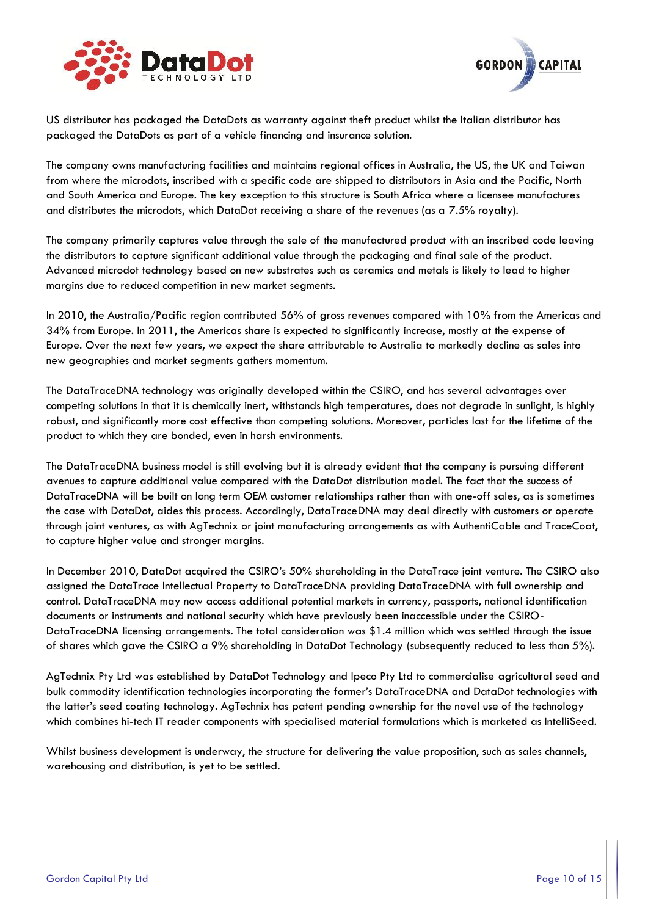US distributor has packaged the DataDots as warranty against theft product whilst the Italian distributor has packaged the DataDots as part of a vehicle financing and insurance solution.

The company owns manufacturing facilities and maintains regional offices in Australia, the US, the UK and Taiwan from where the microdots, inscribed with a specific code are shipped to distributors in Asia and the Pacific, North and South America and Europe. The key exception to this structure is South Africa where a licensee manufactures and distributes the microdots, which DataDot receiving a share of the revenues (as a 7.5% royalty).

The company primarily captures value through the sale of the manufactured product with an inscribed code leaving the distributors to capture significant additional value through the packaging and final sale of the product. Advanced microdot technology based on new substrates such as ceramics and metals is likely to lead to higher margins due to reduced competition in new market segments.

In 2010, the Australia/Pacific region contributed 56% of gross revenues compared with 10% from the Americas and 34% from Europe. In 2011, the Americas share is expected to significantly increase, mostly at the expense of Europe. Over the next few years, we expect the share attributable to Australia to markedly decline as sales into new geographies and market segments gathers momentum.

The DataTraceDNA technology was originally developed within the CSIRO, and has several advantages over competing solutions in that it is chemically inert, withstands high temperatures, does not degrade in sunlight, is highly robust, and significantly more cost effective than competing solutions. Moreover, particles last for the lifetime of the product to which they are bonded, even in harsh environments.

The DataTraceDNA business model is still evolving but it is already evident that the company is pursuing different avenues to capture additional value compared with the DataDot distribution model. The fact that the success of DataTraceDNA will be built on long term OEM customer relationships rather than with one-off sales, as is sometimes the case with DataDot, aides this process. Accordingly, DataTraceDNA may deal directly with customers or operate through joint ventures, as with AgTechnix or joint manufacturing arrangements as with AuthentiCable and TraceCoat, to capture higher value and stronger margins.

In December 2010, DataDot acquired the CSIRO's 50% shareholding in the DataTrace joint venture. The CSIRO also assigned the DataTrace Intellectual Property to DataTraceDNA providing DataTraceDNA with full ownership and control. DataTraceDNA may now access additional potential markets in currency, passports, national identification documents or instruments and national security which have previously been inaccessible under the CSIRO-DataTraceDNA licensing arrangements. The total consideration was $1.4 million which was settled through the issue of shares which gave the CSIRO a 9% shareholding in DataDot Technology (subsequently reduced to less than 5%).

AgTechnix Pty Ltd was established by DataDot Technology and Ipeco Pty Ltd to commercialise agricultural seed and bulk commodity identification technologies incorporating the former's DataTraceDNA and DataDot technologies with the latter's seed coating technology. AgTechnix has patent pending ownership for the novel use of the technology which combines hi-tech IT reader components with specialised material formulations which is marketed as IntelliSeed.

Whilst business development is underway, the structure for delivering the value proposition, such as sales channels, warehousing and distribution, is yet to be settled.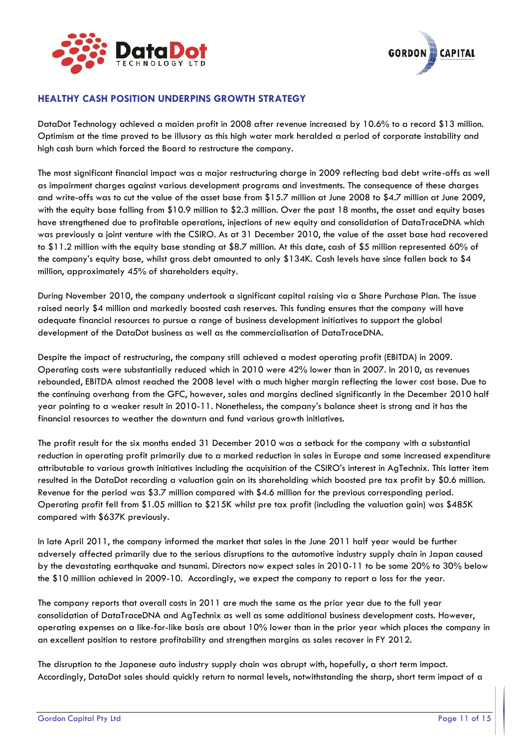## HEALTHY CASH POSITION UNDERPINS GROWTH STRATEGY

DataDot Technology achieved a maiden profit in 2008 after revenue increased by 10.6% to a record $13 million. Optimism at the time proved to be illusory as this high water mark heralded a period of corporate instability and high cash burn which forced the Board to restructure the company.

The most significant financial impact was a major restructuring charge in 2009 reflecting bad debt write-offs as well as impairment charges against various development programs and investments. The consequence of these charges and write-offs was to cut the value of the asset base from $15.7 million at June 2008 to $4.7 million at June 2009, with the equity base falling from $10.9 million to $2.3 million. Over the past 18 months, the asset and equity bases have strengthened due to profitable operations, injections of new equity and consolidation of DataTraceDNA which was previously a joint venture with the CSIRO. As at 31 December 2010, the value of the asset base had recovered to $11.2 million with the equity base standing at $8.7 million. At this date, cash of $5 million represented 60% of the company's equity base, whilst gross debt amounted to only $134K. Cash levels have since fallen back to $4 million, approximately 45% of shareholders equity.

During November 2010, the company undertook a significant capital raising via a Share Purchase Plan. The issue raised nearly $4 million and markedly boosted cash reserves. This funding ensures that the company will have adequate financial resources to pursue a range of business development initiatives to support the global development of the DataDot business as well as the commercialisation of DataTraceDNA.

Despite the impact of restructuring, the company still achieved a modest operating profit (EBITDA) in 2009. Operating costs were substantially reduced which in 2010 were 42% lower than in 2007. In 2010, as revenues rebounded, EBITDA almost reached the 2008 level with a much higher margin reflecting the lower cost base. Due to the continuing overhang from the GFC, however, sales and margins declined significantly in the December 2010 half year pointing to a weaker result in 2010-11. Nonetheless, the company's balance sheet is strong and it has the financial resources to weather the downturn and fund various growth initiatives.

The profit result for the six months ended 31 December 2010 was a setback for the company with a substantial reduction in operating profit primarily due to a marked reduction in sales in Europe and some increased expenditure attributable to various growth initiatives including the acquisition of the CSIRO's interest in AgTechnix. This latter item resulted in the DataDot recording a valuation gain on its shareholding which boosted pre tax profit by $0.6 million. Revenue for the period was $3.7 million compared with $4.6 million for the previous corresponding period. Operating profit fell from $1.05 million to $215K whilst pre tax profit (including the valuation gain) was $485K compared with $637K previously.

In late April 2011, the company informed the market that sales in the June 2011 half year would be further adversely affected primarily due to the serious disruptions to the automotive industry supply chain in Japan caused by the devastating earthquake and tsunami. Directors now expect sales in 2010-11 to be some 20% to 30% below the $10 million achieved in 2009-10. Accordingly, we expect the company to report a loss for the year.

The company reports that overall costs in 2011 are much the same as the prior year due to the full year consolidation of DataTraceDNA and AgTechnix as well as some additional business development costs. However, operating expenses on a like-for-like basis are about 10% lower than in the prior year which places the company in an excellent position to restore profitability and strengthen margins as sales recover in FY 2012.

The disruption to the Japanese auto industry supply chain was abrupt with, hopefully, a short term impact. Accordingly, DataDot sales should quickly return to normal levels, notwithstanding the sharp, short term impact of a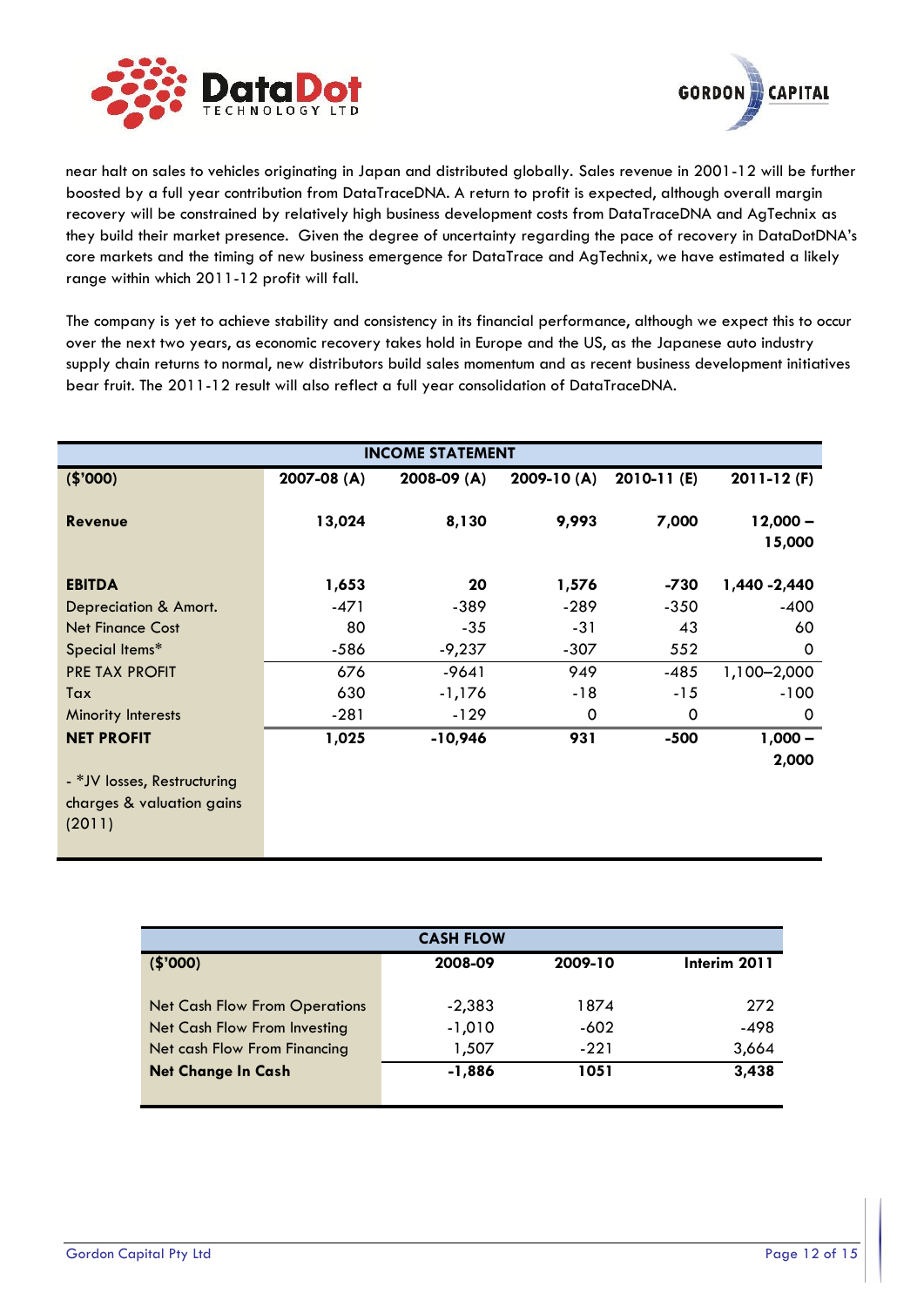near halt on sales to vehicles originating in Japan and distributed globally. Sales revenue in 2001-12 will be further boosted by a full year contribution from DataTraceDNA. A return to profit is expected, although overall margin recovery will be constrained by relatively high business development costs from DataTraceDNA and AgTechnix as they build their market presence. Given the degree of uncertainty regarding the pace of recovery in DataDotDNA's core markets and the timing of new business emergence for DataTrace and AgTechnix, we have estimated a likely range within which 2011-12 profit will fall.

The company is yet to achieve stability and consistency in its financial performance, although we expect this to occur over the next two years, as economic recovery takes hold in Europe and the US, as the Japanese auto industry supply chain returns to normal, new distributors build sales momentum and as recent business development initiatives bear fruit. The 2011-12 result will also reflect a full year consolidation of DataTraceDNA.

| INCOME STATEMENT | | | | | |
|---|---|---|---|---|---|
| **($'000)** | **2007-08 (A)** | **2008-09 (A)** | **2009-10 (A)** | **2010-11 (E)** | **2011-12 (F)** |
| **Revenue** | **13,024** | **8,130** | **9,993** | **7,000** | **12,000 – 15,000** |
| **EBITDA** | **1,653** | **20** | **1,576** | **-730** | **1,440 -2,440** |
| Depreciation & Amort. | -471 | -389 | -289 | -350 | -400 |
| Net Finance Cost | 80 | -35 | -31 | 43 | 60 |
| Special Items* | -586 | -9,237 | -307 | 552 | 0 |
| PRE TAX PROFIT | 676 | -9641 | 949 | -485 | 1,100–2,000 |
| Tax | 630 | -1,176 | -18 | -15 | -100 |
| Minority Interests | -281 | -129 | 0 | 0 | 0 |
| **NET PROFIT** | **1,025** | **-10,946** | **931** | **-500** | **1,000 – 2,000** |
| - *JV losses, Restructuring charges & valuation gains (2011) | | | | | |

| CASH FLOW | | | |
|---|---|---|---|
| **($'000)** | **2008-09** | **2009-10** | **Interim 2011** |
| Net Cash Flow From Operations | -2,383 | 1874 | 272 |
| Net Cash Flow From Investing | -1,010 | -602 | -498 |
| Net cash Flow From Financing | 1,507 | -221 | 3,664 |
| **Net Change In Cash** | **-1,886** | **1051** | **3,438** |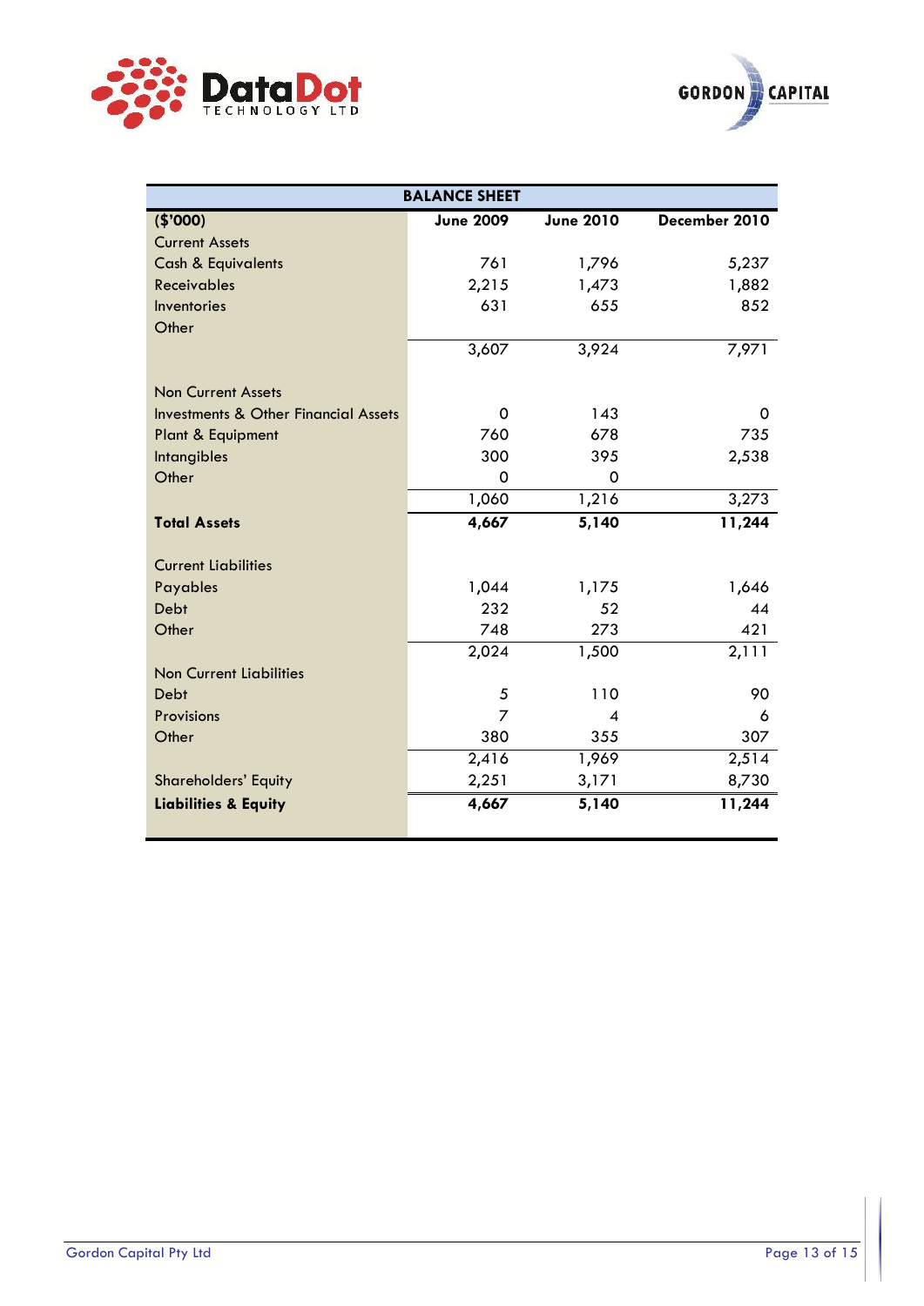| BALANCE SHEET | | | |
|---|---|---|---|
| **($'000)** | **June 2009** | **June 2010** | **December 2010** |
| Current Assets | | | |
| Cash & Equivalents | 761 | 1,796 | 5,237 |
| Receivables | 2,215 | 1,473 | 1,882 |
| Inventories | 631 | 655 | 852 |
| Other | | | |
| | 3,607 | 3,924 | 7,971 |
| | | | |
| Non Current Assets | | | |
| Investments & Other Financial Assets | 0 | 143 | 0 |
| Plant & Equipment | 760 | 678 | 735 |
| Intangibles | 300 | 395 | 2,538 |
| Other | 0 | 0 | |
| | 1,060 | 1,216 | 3,273 |
| **Total Assets** | **4,667** | **5,140** | **11,244** |
| | | | |
| Current Liabilities | | | |
| Payables | 1,044 | 1,175 | 1,646 |
| Debt | 232 | 52 | 44 |
| Other | 748 | 273 | 421 |
| | 2,024 | 1,500 | 2,111 |
| Non Current Liabilities | | | |
| Debt | 5 | 110 | 90 |
| Provisions | 7 | 4 | 6 |
| Other | 380 | 355 | 307 |
| | 2,416 | 1,969 | 2,514 |
| Shareholders' Equity | 2,251 | 3,171 | 8,730 |
| **Liabilities & Equity** | **4,667** | **5,140** | **11,244** |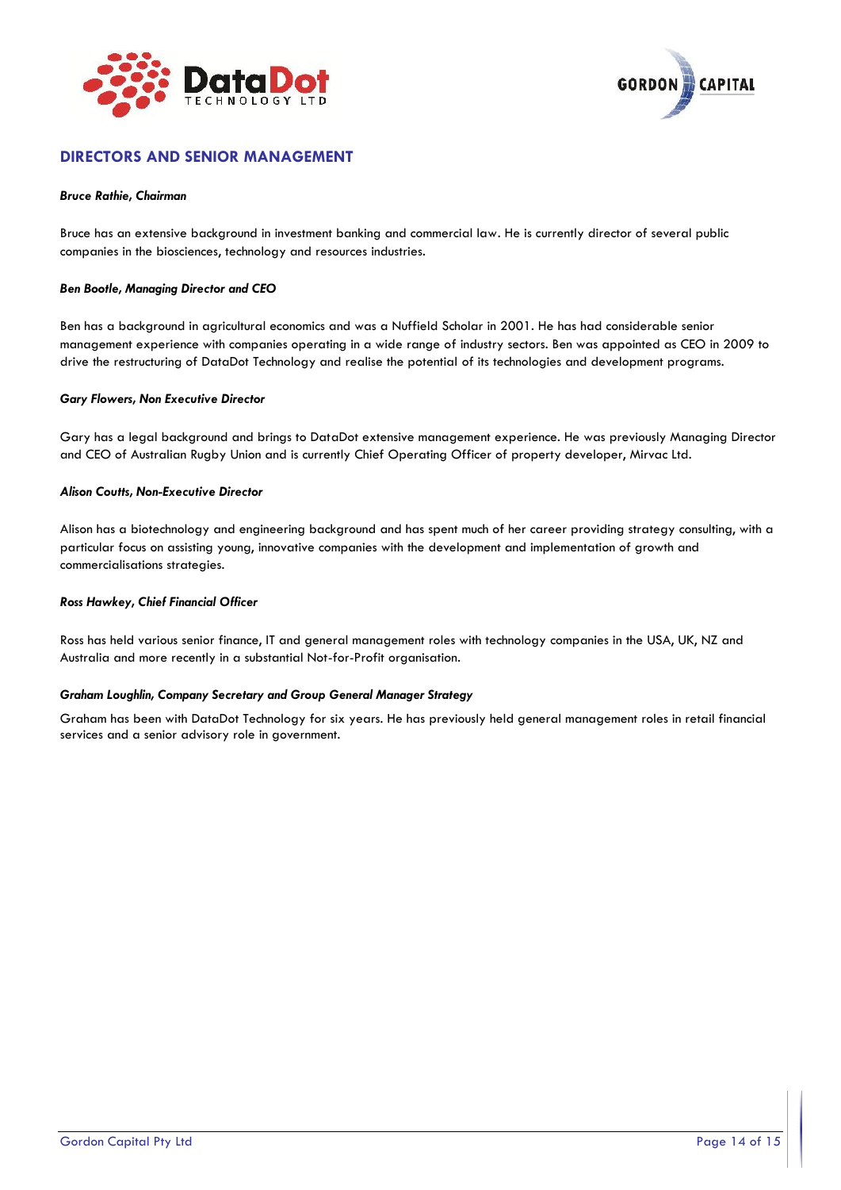## DIRECTORS AND SENIOR MANAGEMENT

***Bruce Rathie, Chairman***

Bruce has an extensive background in investment banking and commercial law. He is currently director of several public companies in the biosciences, technology and resources industries.

***Ben Bootle, Managing Director and CEO***

Ben has a background in agricultural economics and was a Nuffield Scholar in 2001. He has had considerable senior management experience with companies operating in a wide range of industry sectors. Ben was appointed as CEO in 2009 to drive the restructuring of DataDot Technology and realise the potential of its technologies and development programs.

***Gary Flowers, Non Executive Director***

Gary has a legal background and brings to DataDot extensive management experience. He was previously Managing Director and CEO of Australian Rugby Union and is currently Chief Operating Officer of property developer, Mirvac Ltd.

***Alison Coutts, Non-Executive Director***

Alison has a biotechnology and engineering background and has spent much of her career providing strategy consulting, with a particular focus on assisting young, innovative companies with the development and implementation of growth and commercialisations strategies.

***Ross Hawkey, Chief Financial Officer***

Ross has held various senior finance, IT and general management roles with technology companies in the USA, UK, NZ and Australia and more recently in a substantial Not-for-Profit organisation.

***Graham Loughlin, Company Secretary and Group General Manager Strategy***

Graham has been with DataDot Technology for six years. He has previously held general management roles in retail financial services and a senior advisory role in government.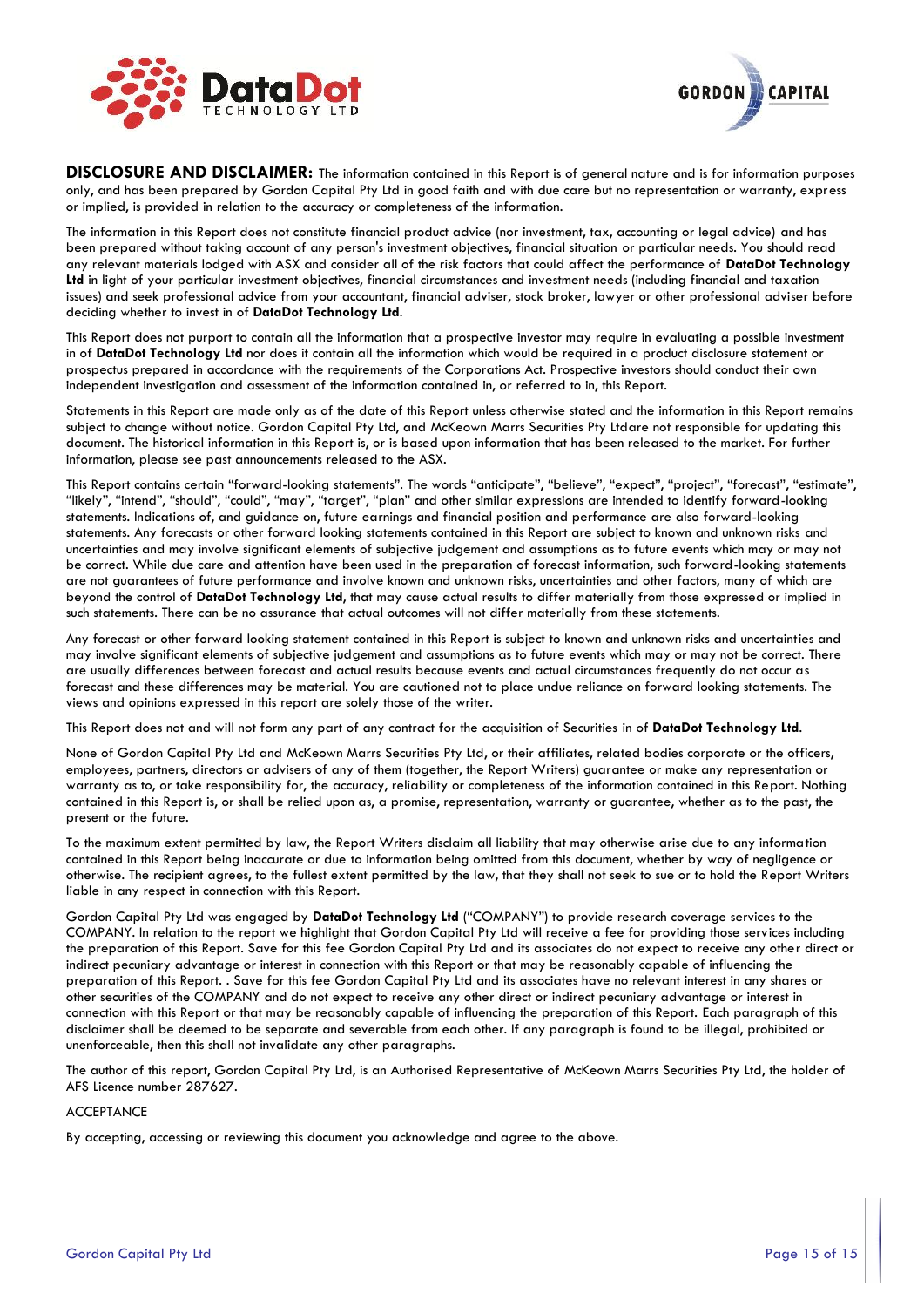**DISCLOSURE AND DISCLAIMER:** The information contained in this Report is of general nature and is for information purposes only, and has been prepared by Gordon Capital Pty Ltd in good faith and with due care but no representation or warranty, express or implied, is provided in relation to the accuracy or completeness of the information.

The information in this Report does not constitute financial product advice (nor investment, tax, accounting or legal advice) and has been prepared without taking account of any person's investment objectives, financial situation or particular needs. You should read any relevant materials lodged with ASX and consider all of the risk factors that could affect the performance of **DataDot Technology Ltd** in light of your particular investment objectives, financial circumstances and investment needs (including financial and taxation issues) and seek professional advice from your accountant, financial adviser, stock broker, lawyer or other professional adviser before deciding whether to invest in of **DataDot Technology Ltd**.

This Report does not purport to contain all the information that a prospective investor may require in evaluating a possible investment in of **DataDot Technology Ltd** nor does it contain all the information which would be required in a product disclosure statement or prospectus prepared in accordance with the requirements of the Corporations Act. Prospective investors should conduct their own independent investigation and assessment of the information contained in, or referred to in, this Report.

Statements in this Report are made only as of the date of this Report unless otherwise stated and the information in this Report remains subject to change without notice. Gordon Capital Pty Ltd, and McKeown Marrs Securities Pty Ltdare not responsible for updating this document. The historical information in this Report is, or is based upon information that has been released to the market. For further information, please see past announcements released to the ASX.

This Report contains certain "forward-looking statements". The words "anticipate", "believe", "expect", "project", "forecast", "estimate", "likely", "intend", "should", "could", "may", "target", "plan" and other similar expressions are intended to identify forward-looking statements. Indications of, and guidance on, future earnings and financial position and performance are also forward-looking statements. Any forecasts or other forward looking statements contained in this Report are subject to known and unknown risks and uncertainties and may involve significant elements of subjective judgement and assumptions as to future events which may or may not be correct. While due care and attention has been used in the preparation of forecast information, such forward-looking statements are not guarantees of future performance and involve known and unknown risks, uncertainties and other factors, many of which are beyond the control of **DataDot Technology Ltd**, that may cause actual results to differ materially from those expressed or implied in such statements. There can be no assurance that actual outcomes will not differ materially from these statements.

Any forecast or other forward looking statement contained in this Report is subject to known and unknown risks and uncertainties and may involve significant elements of subjective judgement and assumptions as to future events which may or may not be correct. There are usually differences between forecast and actual results because events and actual circumstances frequently do not occur as forecast and these differences may be material. You are cautioned not to place undue reliance on forward looking statements. The views and opinions expressed in this report are solely those of the writer.

This Report does not and will not form any part of any contract for the acquisition of Securities in of **DataDot Technology Ltd**.

None of Gordon Capital Pty Ltd and McKeown Marrs Securities Pty Ltd, or their affiliates, related bodies corporate or the officers, employees, partners, directors or advisers of any of them (together, the Report Writers) guarantee or make any representation or warranty as to, or take responsibility for, the accuracy, reliability or completeness of the information contained in this Report. Nothing contained in this Report is, or shall be relied upon as, a promise, representation, warranty or guarantee, whether as to the past, the present or the future.

To the maximum extent permitted by law, the Report Writers disclaim all liability that may otherwise arise due to any information contained in this Report being inaccurate or due to information being omitted from this document, whether by way of negligence or otherwise. The recipient agrees, to the fullest extent permitted by the law, that they shall not seek to sue or to hold the Report Writers liable in any respect in connection with this Report.

Gordon Capital Pty Ltd was engaged by **DataDot Technology Ltd** ("COMPANY") to provide research coverage services to the COMPANY. In relation to the report we highlight that Gordon Capital Pty Ltd will receive a fee for providing those services including the preparation of this Report. Save for this fee Gordon Capital Pty Ltd and its associates do not expect to receive any other direct or indirect pecuniary advantage or interest in connection with this Report or that may be reasonably capable of influencing the preparation of this Report. . Save for this fee Gordon Capital Pty Ltd and its associates have no relevant interest in any shares or other securities of the COMPANY and do not expect to receive any other direct or indirect pecuniary advantage or interest in connection with this Report or that may be reasonably capable of influencing the preparation of this Report. Each paragraph of this disclaimer shall be deemed to be separate and severable from each other. If any paragraph is found to be illegal, prohibited or unenforceable, then this shall not invalidate any other paragraphs.

The author of this report, Gordon Capital Pty Ltd, is an Authorised Representative of McKeown Marrs Securities Pty Ltd, the holder of AFS Licence number 287627.

ACCEPTANCE

By accepting, accessing or reviewing this document you acknowledge and agree to the above.